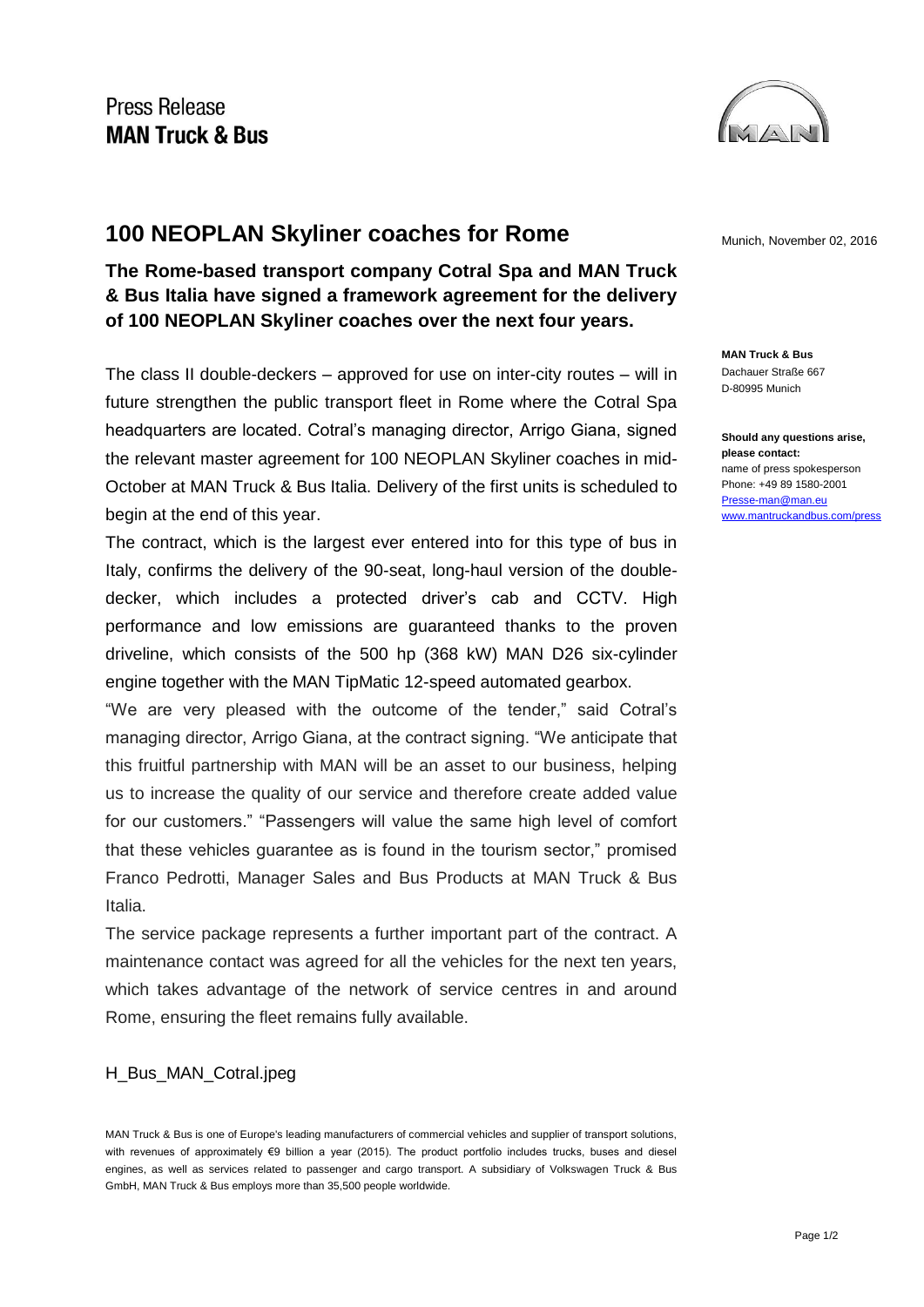Press Release
**MAN Truck & Bus**

# 100 NEOPLAN Skyliner coaches for Rome

Munich, November 02, 2016

**The Rome-based transport company Cotral Spa and MAN Truck & Bus Italia have signed a framework agreement for the delivery of 100 NEOPLAN Skyliner coaches over the next four years.**

**MAN Truck & Bus**
Dachauer Straße 667
D-80995 Munich

**Should any questions arise, please contact:**
name of press spokesperson
Phone: +49 89 1580-2001
Presse-man@man.eu
www.mantruckandbus.com/press

The class II double-deckers – approved for use on inter-city routes – will in future strengthen the public transport fleet in Rome where the Cotral Spa headquarters are located. Cotral's managing director, Arrigo Giana, signed the relevant master agreement for 100 NEOPLAN Skyliner coaches in mid-October at MAN Truck & Bus Italia. Delivery of the first units is scheduled to begin at the end of this year.

The contract, which is the largest ever entered into for this type of bus in Italy, confirms the delivery of the 90-seat, long-haul version of the double-decker, which includes a protected driver's cab and CCTV. High performance and low emissions are guaranteed thanks to the proven driveline, which consists of the 500 hp (368 kW) MAN D26 six-cylinder engine together with the MAN TipMatic 12-speed automated gearbox.

"We are very pleased with the outcome of the tender," said Cotral's managing director, Arrigo Giana, at the contract signing. "We anticipate that this fruitful partnership with MAN will be an asset to our business, helping us to increase the quality of our service and therefore create added value for our customers." "Passengers will value the same high level of comfort that these vehicles guarantee as is found in the tourism sector," promised Franco Pedrotti, Manager Sales and Bus Products at MAN Truck & Bus Italia.

The service package represents a further important part of the contract. A maintenance contact was agreed for all the vehicles for the next ten years, which takes advantage of the network of service centres in and around Rome, ensuring the fleet remains fully available.

H_Bus_MAN_Cotral.jpeg

MAN Truck & Bus is one of Europe's leading manufacturers of commercial vehicles and supplier of transport solutions, with revenues of approximately €9 billion a year (2015). The product portfolio includes trucks, buses and diesel engines, as well as services related to passenger and cargo transport. A subsidiary of Volkswagen Truck & Bus GmbH, MAN Truck & Bus employs more than 35,500 people worldwide.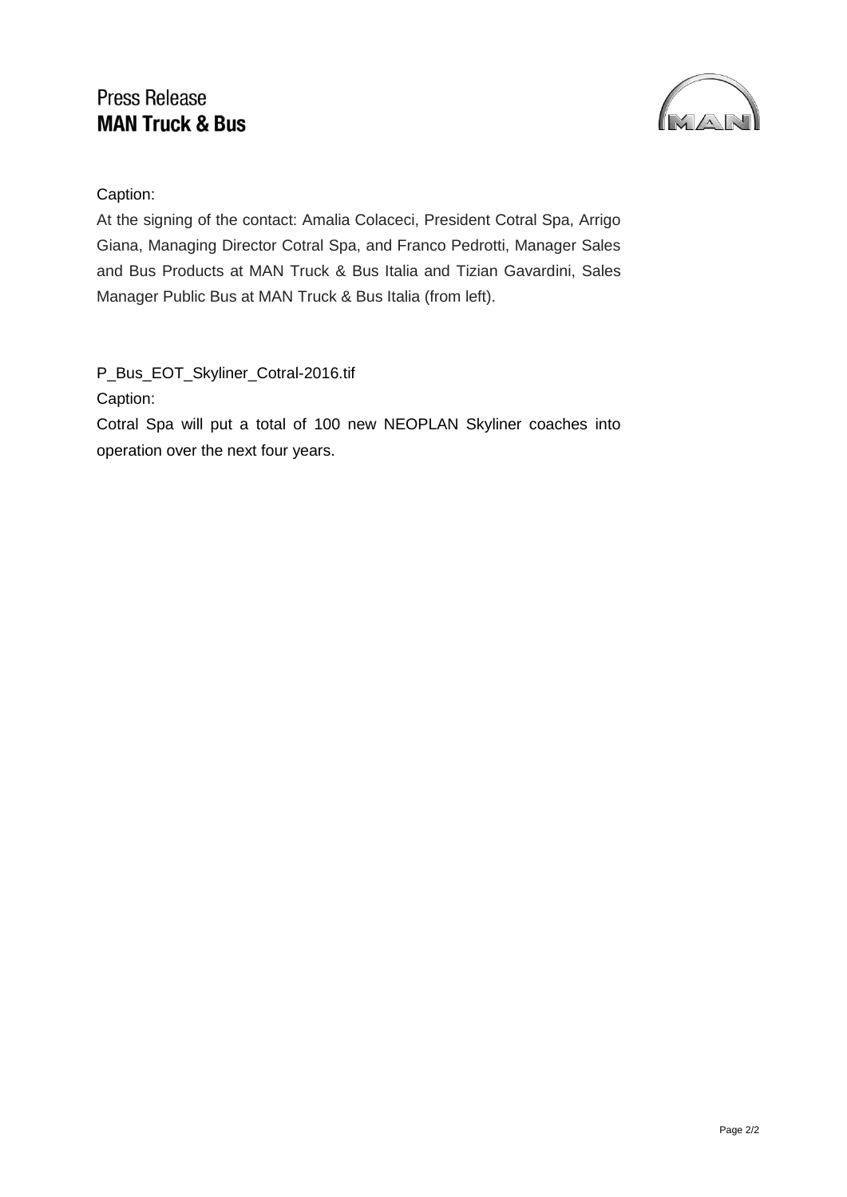Caption:

At the signing of the contact: Amalia Colaceci, President Cotral Spa, Arrigo Giana, Managing Director Cotral Spa, and Franco Pedrotti, Manager Sales and Bus Products at MAN Truck & Bus Italia and Tizian Gavardini, Sales Manager Public Bus at MAN Truck & Bus Italia (from left).

P_Bus_EOT_Skyliner_Cotral-2016.tif

Caption:

Cotral Spa will put a total of 100 new NEOPLAN Skyliner coaches into operation over the next four years.